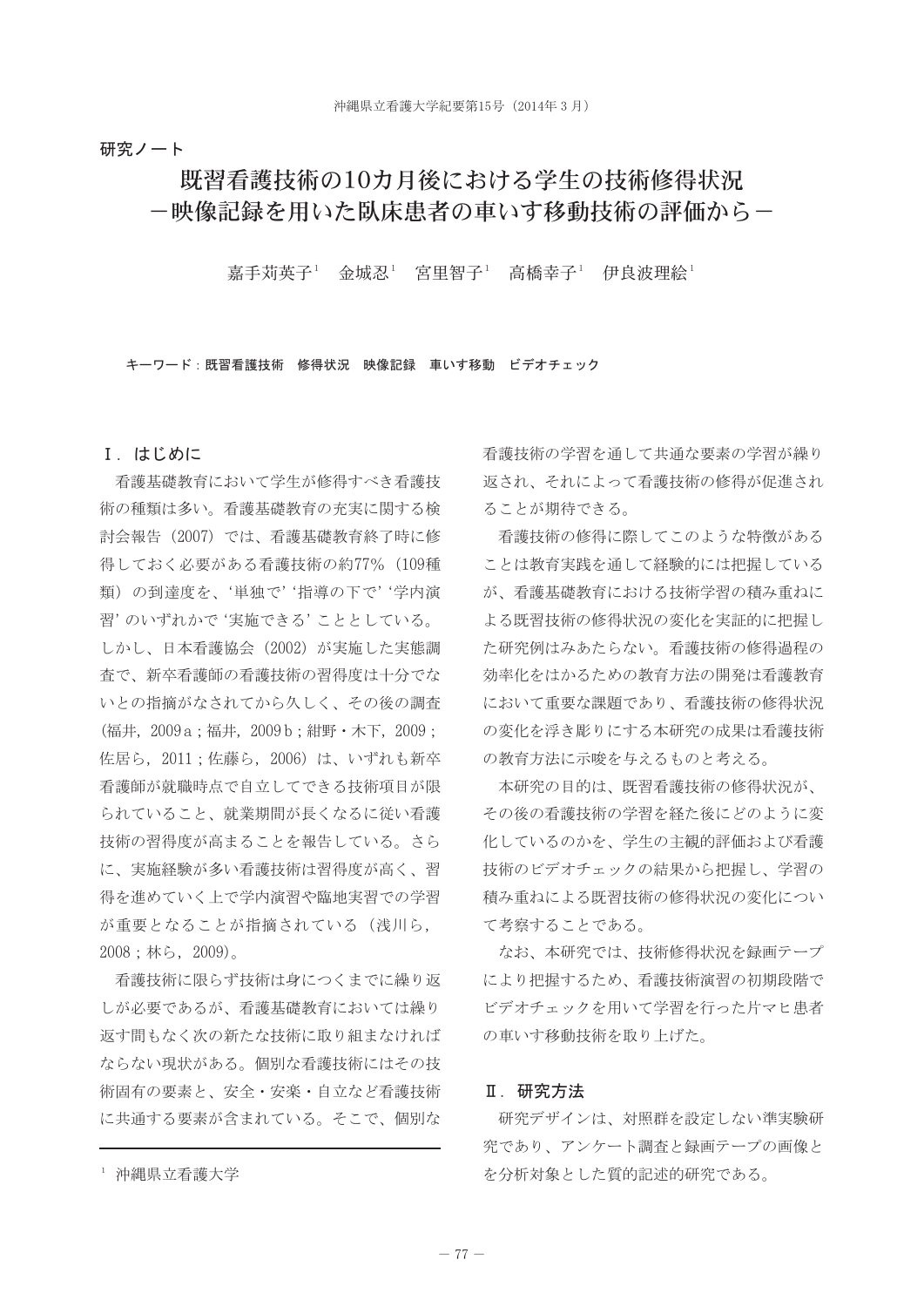研究ノート

# 既習看護技術の10カ月後における学生の技術修得状況
## －映像記録を用いた臥床患者の車いす移動技術の評価から－

嘉手苅英子[1]　金城忍[1]　宮里智子[1]　高橋幸子[1]　伊良波理絵[1]

**キーワード：既習看護技術　修得状況　映像記録　車いす移動　ビデオチェック**

## Ⅰ．はじめに

看護基礎教育において学生が修得すべき看護技術の種類は多い。看護基礎教育の充実に関する検討会報告（2007）では、看護基礎教育終了時に修得しておく必要がある看護技術の約77％（109種類）の到達度を、'単独で''指導の下で''学内演習'のいずれかで'実施できる'こととしている。しかし、日本看護協会（2002）が実施した実態調査で、新卒看護師の看護技術の習得度は十分でないとの指摘がなされてから久しく、その後の調査（福井，2009ａ；福井，2009ｂ；紺野・木下，2009；佐居ら，2011；佐藤ら，2006）は、いずれも新卒看護師が就職時点で自立してできる技術項目が限られていること、就業期間が長くなるに従い看護技術の習得度が高まることを報告している。さらに、実施経験が多い看護技術は習得度が高く、習得を進めていく上で学内演習や臨地実習での学習が重要となることが指摘されている（浅川ら，2008；林ら，2009）。

看護技術に限らず技術は身につくまでに繰り返しが必要であるが、看護基礎教育においては繰り返す間もなく次の新たな技術に取り組まなければならない現状がある。個別な看護技術にはその技術固有の要素と、安全・安楽・自立など看護技術に共通する要素が含まれている。そこで、個別な看護技術の学習を通して共通な要素の学習が繰り返され、それによって看護技術の修得が促進されることが期待できる。

看護技術の修得に際してこのような特徴があることは教育実践を通して経験的には把握しているが、看護基礎教育における技術学習の積み重ねによる既習技術の修得状況の変化を実証的に把握した研究例はみあたらない。看護技術の修得過程の効率化をはかるための教育方法の開発は看護教育において重要な課題であり、看護技術の修得状況の変化を浮き彫りにする本研究の成果は看護技術の教育方法に示唆を与えるものと考える。

本研究の目的は、既習看護技術の修得状況が、その後の看護技術の学習を経た後にどのように変化しているのかを、学生の主観的評価および看護技術のビデオチェックの結果から把握し、学習の積み重ねによる既習技術の修得状況の変化について考察することである。

なお、本研究では、技術修得状況を録画テープにより把握するため、看護技術演習の初期段階でビデオチェックを用いて学習を行った片マヒ患者の車いす移動技術を取り上げた。

## Ⅱ．研究方法

研究デザインは、対照群を設定しない準実験研究であり、アンケート調査と録画テープの画像とを分析対象とした質的記述的研究である。

---

[1] 沖縄県立看護大学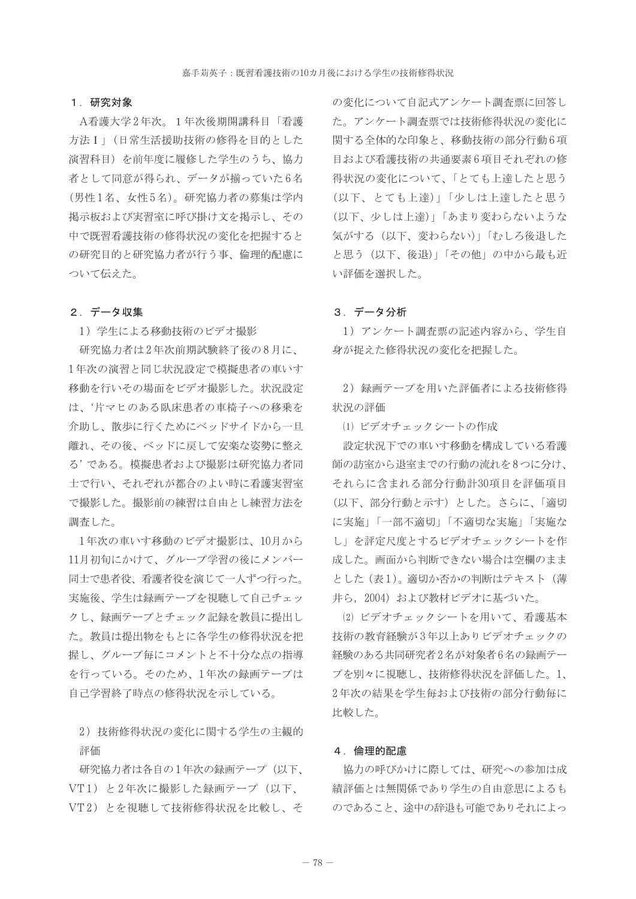### 1．研究対象

A看護大学2年次。1年次後期開講科目「看護方法Ⅰ」（日常生活援助技術の修得を目的とした演習科目）を前年度に履修した学生のうち、協力者として同意が得られ、データが揃っていた6名（男性1名、女性5名）。研究協力者の募集は学内掲示板および実習室に呼び掛け文を掲示し、その中で既習看護技術の修得状況の変化を把握するとの研究目的と研究協力者が行う事、倫理的配慮について伝えた。

### 2．データ収集

1）学生による移動技術のビデオ撮影

研究協力者は2年次前期試験終了後の8月に、1年次の演習と同じ状況設定で模擬患者の車いす移動を行いその場面をビデオ撮影した。状況設定は、‘片マヒのある臥床患者の車椅子への移乗を介助し、散歩に行くためにベッドサイドから一旦離れ、その後、ベッドに戻して安楽な姿勢に整える’である。模擬患者および撮影は研究協力者同士で行い、それぞれが都合のよい時に看護実習室で撮影した。撮影前の練習は自由とし練習方法を調査した。

1年次の車いす移動のビデオ撮影は、10月から11月初旬にかけて、グループ学習の後にメンバー同士で患者役、看護者役を演じて一人ずつ行った。実施後、学生は録画テープを視聴して自己チェックし、録画テープとチェック記録を教員に提出した。教員は提出物をもとに各学生の修得状況を把握し、グループ毎にコメントと不十分な点の指導を行っている。そのため、1年次の録画テープは自己学習終了時点の修得状況を示している。

2）技術修得状況の変化に関する学生の主観的評価

研究協力者は各自の1年次の録画テープ（以下、VT1）と2年次に撮影した録画テープ（以下、VT2）とを視聴して技術修得状況を比較し、その変化について自記式アンケート調査票に回答した。アンケート調査票では技術修得状況の変化に関する全体的な印象と、移動技術の部分行動6項目および看護技術の共通要素6項目それぞれの修得状況の変化について、「とても上達したと思う（以下、とても上達）」「少しは上達したと思う（以下、少しは上達）」「あまり変わらないような気がする（以下、変わらない）」「むしろ後退したと思う（以下、後退）」「その他」の中から最も近い評価を選択した。

### 3．データ分析

1）アンケート調査票の記述内容から、学生自身が捉えた修得状況の変化を把握した。

2）録画テープを用いた評価者による技術修得状況の評価

⑴ ビデオチェックシートの作成

設定状況下での車いす移動を構成している看護師の訪室から退室までの行動の流れを8つに分け、それらに含まれる部分行動計30項目を評価項目（以下、部分行動と示す）とした。さらに、「適切に実施」「一部不適切」「不適切な実施」「実施なし」を評定尺度とするビデオチェックシートを作成した。画面から判断できない場合は空欄のままとした（表1）。適切か否かの判断はテキスト（薄井ら，2004）および教材ビデオに基づいた。

⑵ ビデオチェックシートを用いて、看護基本技術の教育経験が3年以上ありビデオチェックの経験のある共同研究者2名が対象者6名の録画テープを別々に視聴し、技術修得状況を評価した。1、2年次の結果を学生毎および技術の部分行動毎に比較した。

### 4．倫理的配慮

協力の呼びかけに際しては、研究への参加は成績評価とは無関係であり学生の自由意思によるものであること、途中の辞退も可能でありそれによっ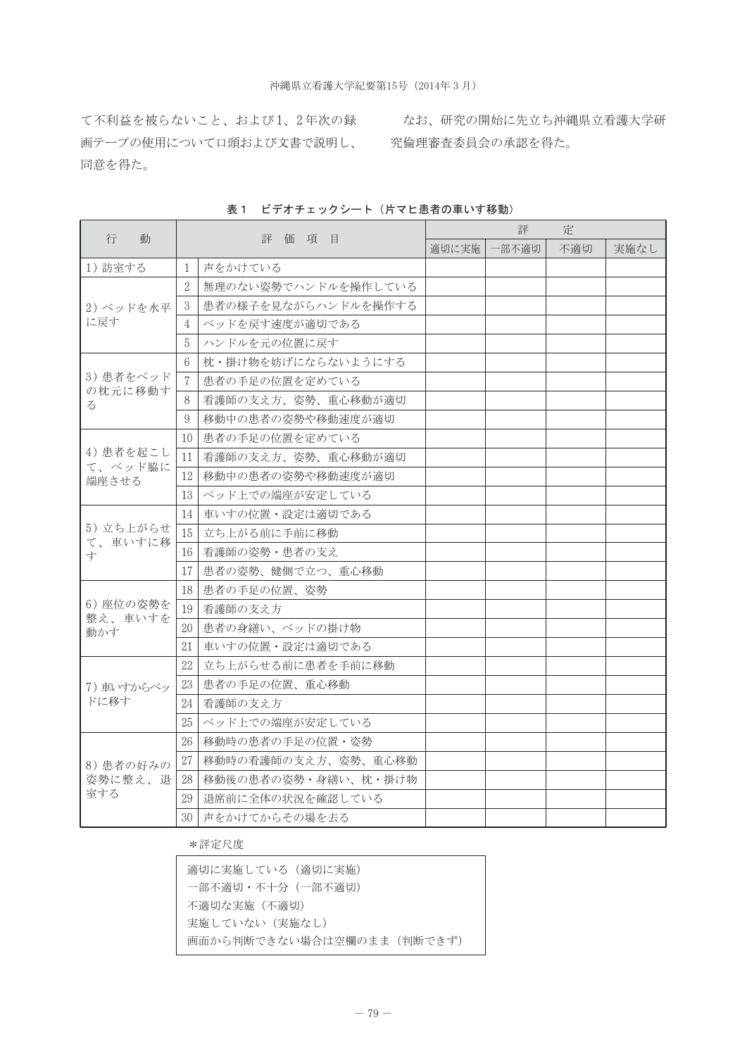て不利益を被らないこと、および1、2年次の録画テープの使用について口頭および文書で説明し、同意を得た。

なお、研究の開始に先立ち沖縄県立看護大学研究倫理審査委員会の承認を得た。

**表1　ビデオチェックシート（片マヒ患者の車いす移動）**

| 行　動 | 評価項目 | | 評定 | | | |
|---|---|---|---|---|---|---|
| | | | 適切に実施 | 一部不適切 | 不適切 | 実施なし |
| 1）訪室する | 1 | 声をかけている | | | | |
| 2）ベッドを水平に戻す | 2 | 無理のない姿勢でハンドルを操作している | | | | |
| | 3 | 患者の様子を見ながらハンドルを操作する | | | | |
| | 4 | ベッドを戻す速度が適切である | | | | |
| | 5 | ハンドルを元の位置に戻す | | | | |
| 3）患者をベッドの枕元に移動する | 6 | 枕・掛け物を妨げにならないようにする | | | | |
| | 7 | 患者の手足の位置を定めている | | | | |
| | 8 | 看護師の支え方、姿勢、重心移動が適切 | | | | |
| | 9 | 移動中の患者の姿勢や移動速度が適切 | | | | |
| 4）患者を起こして、ベッド脇に端座させる | 10 | 患者の手足の位置を定めている | | | | |
| | 11 | 看護師の支え方、姿勢、重心移動が適切 | | | | |
| | 12 | 移動中の患者の姿勢や移動速度が適切 | | | | |
| | 13 | ベッド上での端座が安定している | | | | |
| 5）立ち上がらせて、車いすに移す | 14 | 車いすの位置・設定は適切である | | | | |
| | 15 | 立ち上がる前に手前に移動 | | | | |
| | 16 | 看護師の姿勢・患者の支え | | | | |
| | 17 | 患者の姿勢、健側で立つ、重心移動 | | | | |
| 6）座位の姿勢を整え、車いすを動かす | 18 | 患者の手足の位置、姿勢 | | | | |
| | 19 | 看護師の支え方 | | | | |
| | 20 | 患者の身繕い、ベッドの掛け物 | | | | |
| | 21 | 車いすの位置・設定は適切である | | | | |
| 7）車いすからベッドに移す | 22 | 立ち上がらせる前に患者を手前に移動 | | | | |
| | 23 | 患者の手足の位置、重心移動 | | | | |
| | 24 | 看護師の支え方 | | | | |
| | 25 | ベッド上での端座が安定している | | | | |
| 8）患者の好みの姿勢に整え、退室する | 26 | 移動時の患者の手足の位置・姿勢 | | | | |
| | 27 | 移動時の看護師の支え方、姿勢、重心移動 | | | | |
| | 28 | 移動後の患者の姿勢・身繕い、枕・掛け物 | | | | |
| | 29 | 退席前に全体の状況を確認している | | | | |
| | 30 | 声をかけてからその場を去る | | | | |

*評定尺度

適切に実施している（適切に実施）
一部不適切・不十分（一部不適切）
不適切な実施（不適切）
実施していない（実施なし）
画面から判断できない場合は空欄のまま（判断できず）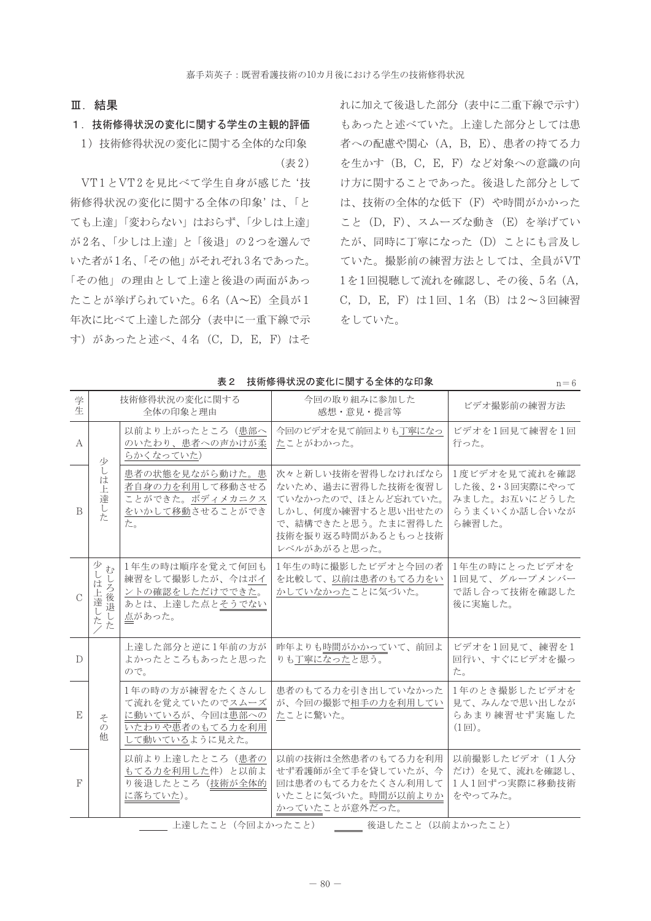## Ⅲ．結果

### 1．技術修得状況の変化に関する学生の主観的評価

#### 1）技術修得状況の変化に関する全体的な印象（表2）

VT1とVT2を見比べて学生自身が感じた‘技術修得状況の変化に関する全体の印象’は、「とても上達」「変わらない」はおらず、「少しは上達」が2名、「少しは上達」と「後退」の2つを選んでいた者が1名、「その他」がそれぞれ3名であった。「その他」の理由として上達と後退の両面があったことが挙げられていた。6名（A～E）全員が1年次に比べて上達した部分（表中に一重下線で示す）があったと述べ、4名（C，D，E，F）はそれに加えて後退した部分（表中に二重下線で示す）もあったと述べていた。上達した部分としては患者への配慮や関心（A，B，E）、患者の持てる力を生かす（B，C，E，F）など対象への意識の向け方に関することであった。後退した部分としては、技術の全体的な低下（F）や時間がかかったこと（D，F）、スムーズな動き（E）を挙げていたが、同時に丁寧になった（D）ことにも言及していた。撮影前の練習方法としては、全員がVT1を1回視聴して流れを確認し、その後、5名（A，C，D，E，F）は1回、1名（B）は2～3回練習をしていた。

**表2　技術修得状況の変化に関する全体的な印象**　n＝6

| 学生 | 技術修得状況の変化に関する全体の印象と理由 | | 今回の取り組みに参加した感想・意見・提言等 | ビデオ撮影前の練習方法 |
|---|---|---|---|---|
| A | 少しは上達した | 以前より上がったところ（患部へのいたわり、患者への声かけが柔らかくなっていた） | 今回のビデオを見て前回よりも丁寧になったことがわかった。 | ビデオを1回見て練習を1回行った。 |
| B | 少しは上達した | 患者の状態を見ながら動けた。患者自身の力を利用して移動させることができた。ボディメカニクスをいかして移動させることができた。 | 次々と新しい技術を習得しなければならないため、過去に習得した技術を復習していなかったので、ほとんど忘れていた。しかし、何度か練習すると思い出せたので、結構できたと思う。たまに習得した技術を振り返る時間があるともっと技術レベルがあがると思った。 | 1度ビデオを見て流れを確認した後、2・3回実際にやってみました。お互いにどうしたらうまくいくか話し合いながら練習した。 |
| C | 少しは上達した／むしろ後退した | 1年生の時は順序を覚えて何回も練習をして撮影したが、今はポイントの確認をしただけでできた。あとは、上達した点とそうでない点があった。 | 1年生の時に撮影したビデオと今回の者を比較して、以前は患者のもてる力をいかしていなかったことに気づいた。 | 1年生の時にとったビデオを1回見て、グループメンバーで話し合って技術を確認した後に実施した。 |
| D | その他 | 上達した部分と逆に1年前の方がよかったところもあったと思ったので。 | 昨年よりも時間がかかっていて、前回よりも丁寧になったと思う。 | ビデオを1回見て、練習を1回行い、すぐにビデオを撮った。 |
| E | その他 | 1年の時の方が練習をたくさんして流れを覚えていたのでスムーズに動いているが、今回は患部へのいたわりや患者のもてる力を利用して動いているように見えた。 | 患者のもてる力を引き出していなかったが、今回の撮影で相手の力を利用していたことに驚いた。 | 1年のとき撮影したビデオを見て、みんなで思い出しながらあまり練習せず実施した（1回）。 |
| F | その他 | 以前より上達したところ（患者のもてる力を利用した件）と以前より後退したところ（技術が全体的に落ちていた）。 | 以前の技術は全然患者のもてる力を利用せず看護師が全て手を貸していたが、今回は患者のもてる力をたくさん利用していたことに気づいた。時間が以前よりかかっていたことが意外だった。 | 以前撮影したビデオ（1人分だけ）を見て、流れを確認し、1人1回ずつ実際に移動技術をやってみた。 |

＿＿＿ 上達したこと（今回よかったこと）　＝＝＝ 後退したこと（以前よかったこと）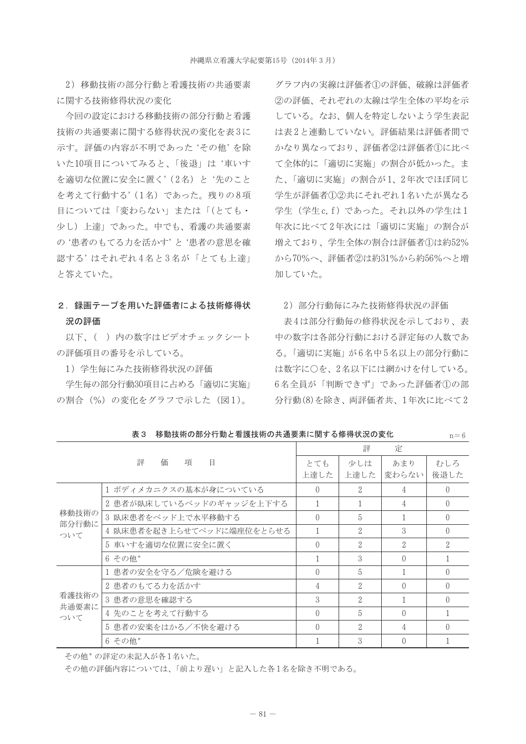2）移動技術の部分行動と看護技術の共通要素に関する技術修得状況の変化

今回の設定における移動技術の部分行動と看護技術の共通要素に関する修得状況の変化を表3に示す。評価の内容が不明であった‘その他’を除いた10項目についてみると、「後退」は‘車いすを適切な位置に安全に置く’（2名）と‘先のことを考えて行動する’（1名）であった。残りの8項目については「変わらない」または「(とても・少し）上達」であった。中でも、看護の共通要素の‘患者のもてる力を活かす’と‘患者の意思を確認する’はそれぞれ4名と3名が「とても上達」と答えていた。

## 2．録画テープを用いた評価者による技術修得状況の評価

以下、（ ）内の数字はビデオチェックシートの評価項目の番号を示している。

1）学生毎にみた技術修得状況の評価

学生毎の部分行動30項目に占める「適切に実施」の割合（%）の変化をグラフで示した（図1）。グラフ内の実線は評価者①の評価、破線は評価者②の評価、それぞれの太線は学生全体の平均を示している。なお、個人を特定しないよう学生表記は表2と連動していない。評価結果は評価者間でかなり異なっており、評価者②は評価者①に比べて全体的に「適切に実施」の割合が低かった。また、「適切に実施」の割合が1、2年次でほぼ同じ学生が評価者①②共にそれぞれ1名いたが異なる学生（学生c, f）であった。それ以外の学生は1年次に比べて2年次には「適切に実施」の割合が増えており、学生全体の割合は評価者①は約52%から70%へ、評価者②は約31%から約56%へと増加していた。

2）部分行動毎にみた技術修得状況の評価

表4は部分行動毎の修得状況を示しており、表中の数字は各部分行動における評定毎の人数である。「適切に実施」が6名中5名以上の部分行動には数字に○を、2名以下には網かけを付している。6名全員が「判断できず」であった評価者①の部分行動(8)を除き、両評価者共、1年次に比べて2

**表3　移動技術の部分行動と看護技術の共通要素に関する修得状況の変化**　n＝6

| 評価項目 | | 評定 | | | |
|---|---|---|---|---|---|
| | | とても上達した | 少しは上達した | あまり変わらない | むしろ後退した |
| 移動技術の部分行動について | 1 ボディメカニクスの基本が身についている | 0 | 2 | 4 | 0 |
| | 2 患者が臥床しているベッドのギャッジを上下する | 1 | 1 | 4 | 0 |
| | 3 臥床患者をベッド上で水平移動する | 0 | 5 | 1 | 0 |
| | 4 臥床患者を起き上らせてベッドに端座位をとらせる | 1 | 2 | 3 | 0 |
| | 5 車いすを適切な位置に安全に置く | 0 | 2 | 2 | 2 |
| | 6 その他* | 1 | 3 | 0 | 1 |
| 看護技術の共通要素について | 1 患者の安全を守る／危険を避ける | 0 | 5 | 1 | 0 |
| | 2 患者のもてる力を活かす | 4 | 2 | 0 | 0 |
| | 3 患者の意思を確認する | 3 | 2 | 1 | 0 |
| | 4 先のことを考えて行動する | 0 | 5 | 0 | 1 |
| | 5 患者の安楽をはかる／不快を避ける | 0 | 2 | 4 | 0 |
| | 6 その他* | 1 | 3 | 0 | 1 |

その他*の評定の未記入が各1名いた。

その他の評価内容については、「前より遅い」と記入した各1名を除き不明である。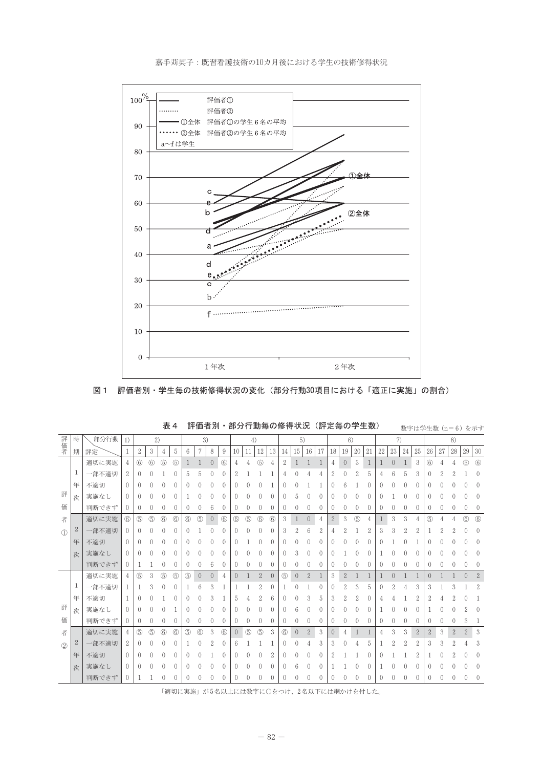図１　評価者別・学生毎の技術修得状況の変化（部分行動30項目における「適正に実施」の割合）

表４　評価者別・部分行動毎の修得状況（評定毎の学生数）

数字は学生数（n＝6）を示す

| 評価者 | 時期 | 部分行動 | 1) | 2) | | | | 3) | | | | 4) | | | | 5) | | | | 6) | | | | 7) | | | | 8) | | | | |
|---|---|---|---|---|---|---|---|---|---|---|---|---|---|---|---|---|---|---|---|---|---|---|---|---|---|---|---|---|---|---|---|---|
| | | 評定 | 1 | 2 | 3 | 4 | 5 | 6 | 7 | 8 | 9 | 10 | 11 | 12 | 13 | 14 | 15 | 16 | 17 | 18 | 19 | 20 | 21 | 22 | 23 | 24 | 25 | 26 | 27 | 28 | 29 | 30 |
| 評価者① | 1年次 | 適切に実施 | 4 | ⑥ | ⑥ | ⑤ | ⑤ | 1 | 1 | 0 | ⑥ | 4 | 4 | ⑤ | 4 | 2 | 1 | 1 | 1 | 4 | 0 | 3 | 1 | 1 | 0 | 1 | 3 | ⑥ | 4 | 4 | ⑤ | ⑥ |
| | | 一部不適切 | 2 | 0 | 0 | 1 | 0 | 5 | 5 | 0 | 0 | 2 | 1 | 1 | 1 | 4 | 0 | 4 | 4 | 2 | 0 | 2 | 5 | 4 | 6 | 5 | 3 | 0 | 2 | 2 | 1 | 0 |
| | | 不適切 | 0 | 0 | 0 | 0 | 0 | 0 | 0 | 0 | 0 | 0 | 0 | 0 | 1 | 0 | 0 | 1 | 1 | 0 | 6 | 1 | 0 | 0 | 0 | 0 | 0 | 0 | 0 | 0 | 0 | 0 |
| | | 実施なし | 0 | 0 | 0 | 0 | 0 | 1 | 0 | 0 | 0 | 0 | 0 | 0 | 0 | 0 | 5 | 0 | 0 | 0 | 0 | 0 | 0 | 0 | 1 | 0 | 0 | 0 | 0 | 0 | 0 | 0 |
| | | 判断できず | 0 | 0 | 0 | 0 | 0 | 0 | 0 | 6 | 0 | 0 | 0 | 0 | 0 | 0 | 0 | 0 | 0 | 0 | 0 | 0 | 0 | 0 | 0 | 0 | 0 | 0 | 0 | 0 | 0 | 0 |
| | 2年次 | 適切に実施 | ⑥ | ⑤ | ⑤ | ⑥ | ⑥ | ⑥ | ⑤ | 0 | ⑥ | ⑥ | ⑤ | ⑥ | ⑥ | 3 | 1 | 0 | 4 | 2 | 3 | ⑤ | 4 | 1 | 3 | 3 | 4 | ⑤ | 4 | 4 | ⑥ | ⑥ |
| | | 一部不適切 | 0 | 0 | 0 | 0 | 0 | 0 | 1 | 0 | 0 | 0 | 0 | 0 | 0 | 3 | 2 | 6 | 2 | 4 | 2 | 1 | 2 | 3 | 3 | 2 | 2 | 1 | 2 | 2 | 0 | 0 |
| | | 不適切 | 0 | 0 | 0 | 0 | 0 | 0 | 0 | 0 | 0 | 0 | 1 | 0 | 0 | 0 | 0 | 0 | 0 | 0 | 0 | 0 | 0 | 0 | 1 | 0 | 1 | 0 | 0 | 0 | 0 | 0 |
| | | 実施なし | 0 | 0 | 0 | 0 | 0 | 0 | 0 | 0 | 0 | 0 | 0 | 0 | 0 | 0 | 3 | 0 | 0 | 0 | 1 | 0 | 0 | 1 | 0 | 0 | 0 | 0 | 0 | 0 | 0 | 0 |
| | | 判断できず | 0 | 1 | 1 | 0 | 0 | 0 | 0 | 6 | 0 | 0 | 0 | 0 | 0 | 0 | 0 | 0 | 0 | 0 | 0 | 0 | 0 | 0 | 0 | 0 | 0 | 0 | 0 | 0 | 0 | 0 |
| 評価者② | 1年次 | 適切に実施 | 4 | ⑤ | 3 | ⑤ | ⑤ | ⑤ | 0 | 0 | 4 | 0 | 1 | 2 | 0 | ⑤ | 0 | 2 | 1 | 3 | 2 | 1 | 1 | 1 | 0 | 1 | 1 | 0 | 1 | 1 | 0 | 2 |
| | | 一部不適切 | 1 | 1 | 3 | 0 | 0 | 1 | 6 | 3 | 1 | 1 | 1 | 2 | 0 | 1 | 0 | 1 | 0 | 0 | 2 | 3 | 5 | 0 | 2 | 4 | 3 | 3 | 1 | 3 | 1 | 2 |
| | | 不適切 | 1 | 0 | 0 | 1 | 0 | 0 | 0 | 3 | 1 | 5 | 4 | 2 | 6 | 0 | 0 | 3 | 5 | 3 | 2 | 2 | 0 | 4 | 4 | 1 | 2 | 2 | 4 | 2 | 0 | 1 |
| | | 実施なし | 0 | 0 | 0 | 0 | 1 | 0 | 0 | 0 | 0 | 0 | 0 | 0 | 0 | 0 | 6 | 0 | 0 | 0 | 0 | 0 | 0 | 1 | 0 | 0 | 0 | 1 | 0 | 0 | 2 | 0 |
| | | 判断できず | 0 | 0 | 0 | 0 | 0 | 0 | 0 | 0 | 0 | 0 | 0 | 0 | 0 | 0 | 0 | 0 | 0 | 0 | 0 | 0 | 0 | 0 | 0 | 0 | 0 | 0 | 0 | 0 | 3 | 1 |
| | 2年次 | 適切に実施 | 4 | ⑤ | ⑤ | ⑥ | ⑥ | ⑤ | ⑥ | 3 | ⑥ | 0 | ⑤ | ⑤ | 3 | ⑥ | 0 | 2 | 3 | 0 | 4 | 1 | 1 | 4 | 3 | 3 | 2 | 2 | 3 | 2 | 2 | 3 |
| | | 一部不適切 | 2 | 0 | 0 | 0 | 0 | 1 | 0 | 2 | 0 | 6 | 1 | 1 | 1 | 0 | 0 | 4 | 3 | 3 | 0 | 4 | 5 | 1 | 2 | 2 | 2 | 3 | 3 | 2 | 4 | 3 |
| | | 不適切 | 0 | 0 | 0 | 0 | 0 | 0 | 0 | 1 | 0 | 0 | 0 | 0 | 2 | 0 | 0 | 0 | 0 | 2 | 1 | 1 | 0 | 0 | 1 | 1 | 2 | 1 | 0 | 2 | 0 | 0 |
| | | 実施なし | 0 | 0 | 0 | 0 | 0 | 0 | 0 | 0 | 0 | 0 | 0 | 0 | 0 | 0 | 6 | 0 | 0 | 1 | 1 | 0 | 0 | 1 | 0 | 0 | 0 | 0 | 0 | 0 | 0 | 0 |
| | | 判断できず | 0 | 1 | 1 | 0 | 0 | 0 | 0 | 0 | 0 | 0 | 0 | 0 | 0 | 0 | 0 | 0 | 0 | 0 | 0 | 0 | 0 | 0 | 0 | 0 | 0 | 0 | 0 | 0 | 0 | 0 |

「適切に実施」が５名以上には数字に○をつけ、２名以下には網かけを付した。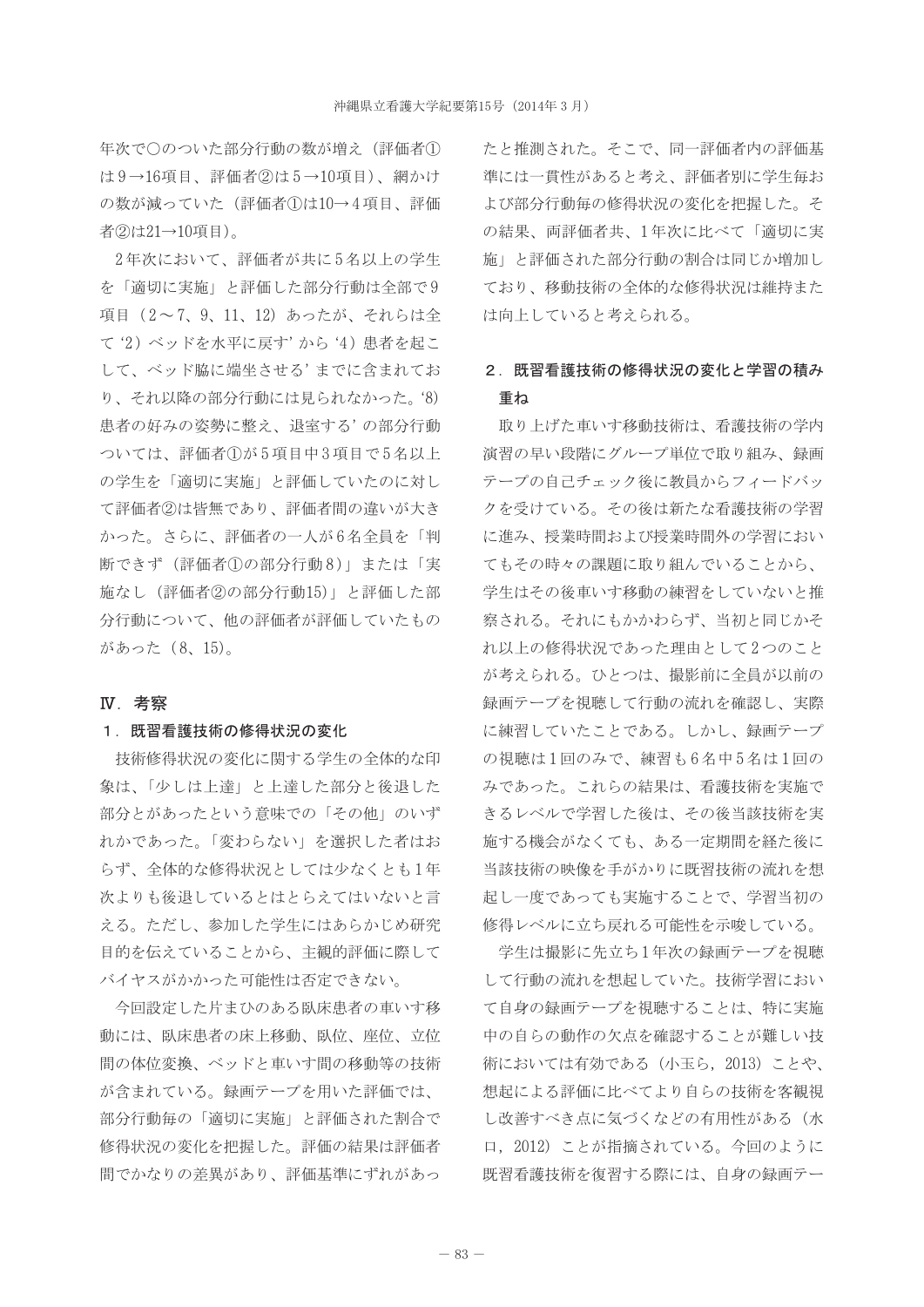年次で○のついた部分行動の数が増え（評価者①は9→16項目、評価者②は5→10項目）、網かけの数が減っていた（評価者①は10→4項目、評価者②は21→10項目）。

2年次において、評価者が共に5名以上の学生を「適切に実施」と評価した部分行動は全部で9項目（2～7、9、11、12）あったが、それらは全て‘2）ベッドを水平に戻す’から‘4）患者を起こして、ベッド脇に端坐させる’までに含まれており、それ以降の部分行動には見られなかった。‘8）患者の好みの姿勢に整え、退室する’の部分行動ついては、評価者①が5項目中3項目で5名以上の学生を「適切に実施」と評価していたのに対して評価者②は皆無であり、評価者間の違いが大きかった。さらに、評価者の一人が6名全員を「判断できず（評価者①の部分行動8）」または「実施なし（評価者②の部分行動15）」と評価した部分行動について、他の評価者が評価していたものがあった（8、15）。

## Ⅳ．考察

### 1．既習看護技術の修得状況の変化

技術修得状況の変化に関する学生の全体的な印象は、「少しは上達」と上達した部分と後退した部分とがあったという意味での「その他」のいずれかであった。「変わらない」を選択した者はおらず、全体的な修得状況としては少なくとも1年次よりも後退しているとはとらえてはいないと言える。ただし、参加した学生にはあらかじめ研究目的を伝えていることから、主観的評価に際してバイヤスがかかった可能性は否定できない。

今回設定した片まひのある臥床患者の車いす移動には、臥床患者の床上移動、臥位、座位、立位間の体位変換、ベッドと車いす間の移動等の技術が含まれている。録画テープを用いた評価では、部分行動毎の「適切に実施」と評価された割合で修得状況の変化を把握した。評価の結果は評価者間でかなりの差異があり、評価基準にずれがあったと推測された。そこで、同一評価者内の評価基準には一貫性があると考え、評価者別に学生毎および部分行動毎の修得状況の変化を把握した。その結果、両評価者共、1年次に比べて「適切に実施」と評価された部分行動の割合は同じか増加しており、移動技術の全体的な修得状況は維持または向上していると考えられる。

### 2．既習看護技術の修得状況の変化と学習の積み重ね

取り上げた車いす移動技術は、看護技術の学内演習の早い段階にグループ単位で取り組み、録画テープの自己チェック後に教員からフィードバックを受けている。その後は新たな看護技術の学習に進み、授業時間および授業時間外の学習においてもその時々の課題に取り組んでいることから、学生はその後車いす移動の練習をしていないと推察される。それにもかかわらず、当初と同じかそれ以上の修得状況であった理由として2つのことが考えられる。ひとつは、撮影前に全員が以前の録画テープを視聴して行動の流れを確認し、実際に練習していたことである。しかし、録画テープの視聴は1回のみで、練習も6名中5名は1回のみであった。これらの結果は、看護技術を実施できるレベルで学習した後は、その後当該技術を実施する機会がなくても、ある一定期間を経た後に当該技術の映像を手がかりに既習技術の流れを想起し一度であっても実施することで、学習当初の修得レベルに立ち戻れる可能性を示唆している。

学生は撮影に先立ち1年次の録画テープを視聴して行動の流れを想起していた。技術学習において自身の録画テープを視聴することは、特に実施中の自らの動作の欠点を確認することが難しい技術においては有効である（小玉ら，2013）ことや、想起による評価に比べてより自らの技術を客観視し改善すべき点に気づくなどの有用性がある（水口，2012）ことが指摘されている。今回のように既習看護技術を復習する際には、自身の録画テー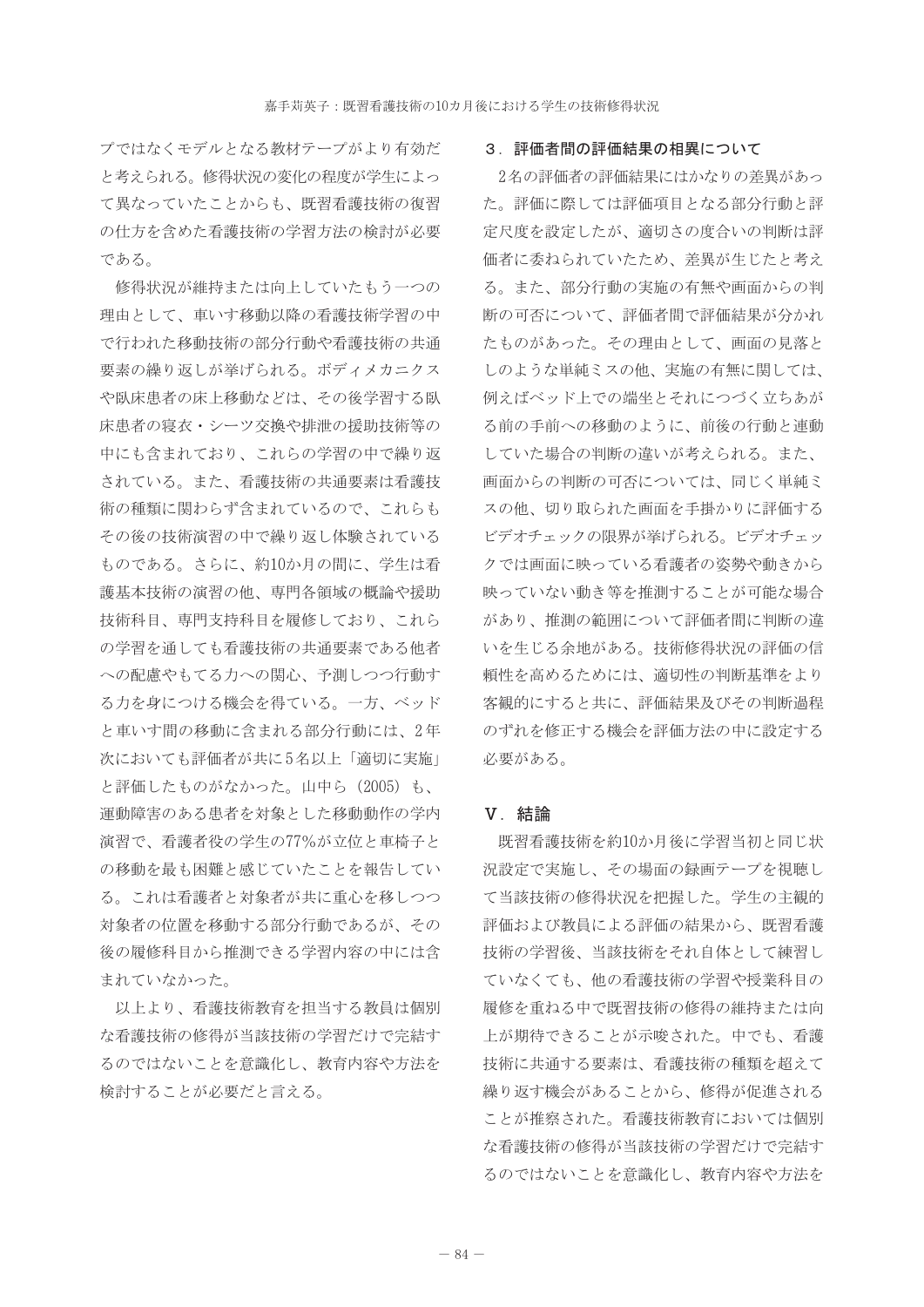プではなくモデルとなる教材テープがより有効だと考えられる。修得状況の変化の程度が学生によって異なっていたことからも、既習看護技術の復習の仕方を含めた看護技術の学習方法の検討が必要である。

修得状況が維持または向上していたもう一つの理由として、車いす移動以降の看護技術学習の中で行われた移動技術の部分行動や看護技術の共通要素の繰り返しが挙げられる。ボディメカニクスや臥床患者の床上移動などは、その後学習する臥床患者の寝衣・シーツ交換や排泄の援助技術等の中にも含まれており、これらの学習の中で繰り返されている。また、看護技術の共通要素は看護技術の種類に関わらず含まれているので、これらもその後の技術演習の中で繰り返し体験されているものである。さらに、約10か月の間に、学生は看護基本技術の演習の他、専門各領域の概論や援助技術科目、専門支持科目を履修しており、これらの学習を通しても看護技術の共通要素である他者への配慮やもてる力への関心、予測しつつ行動する力を身につける機会を得ている。一方、ベッドと車いす間の移動に含まれる部分行動には、2年次においても評価者が共に5名以上「適切に実施」と評価したものがなかった。山中ら（2005）も、運動障害のある患者を対象とした移動動作の学内演習で、看護者役の学生の77%が立位と車椅子との移動を最も困難と感じていたことを報告している。これは看護者と対象者が共に重心を移しつつ対象者の位置を移動する部分行動であるが、その後の履修科目から推測できる学習内容の中には含まれていなかった。

以上より、看護技術教育を担当する教員は個別な看護技術の修得が当該技術の学習だけで完結するのではないことを意識化し、教育内容や方法を検討することが必要だと言える。

### 3．評価者間の評価結果の相異について

2名の評価者の評価結果にはかなりの差異があった。評価に際しては評価項目となる部分行動と評定尺度を設定したが、適切さの度合いの判断は評価者に委ねられていたため、差異が生じたと考える。また、部分行動の実施の有無や画面からの判断の可否について、評価者間で評価結果が分かれたものがあった。その理由として、画面の見落としのような単純ミスの他、実施の有無に関しては、例えばベッド上での端坐とそれにつづく立ちあがる前の手前への移動のように、前後の行動と連動していた場合の判断の違いが考えられる。また、画面からの判断の可否については、同じく単純ミスの他、切り取られた画面を手掛かりに評価するビデオチェックの限界が挙げられる。ビデオチェックでは画面に映っている看護者の姿勢や動きから映っていない動き等を推測することが可能な場合があり、推測の範囲について評価者間に判断の違いを生じる余地がある。技術修得状況の評価の信頼性を高めるためには、適切性の判断基準をより客観的にすると共に、評価結果及びその判断過程のずれを修正する機会を評価方法の中に設定する必要がある。

## Ⅴ．結論

既習看護技術を約10か月後に学習当初と同じ状況設定で実施し、その場面の録画テープを視聴して当該技術の修得状況を把握した。学生の主観的評価および教員による評価の結果から、既習看護技術の学習後、当該技術をそれ自体として練習していなくても、他の看護技術の学習や授業科目の履修を重ねる中で既習技術の修得の維持または向上が期待できることが示唆された。中でも、看護技術に共通する要素は、看護技術の種類を超えて繰り返す機会があることから、修得が促進されることが推察された。看護技術教育においては個別な看護技術の修得が当該技術の学習だけで完結するのではないことを意識化し、教育内容や方法を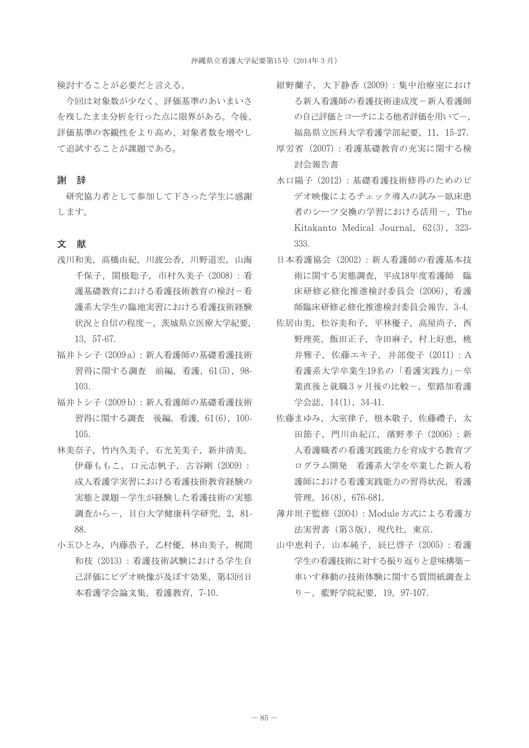検討することが必要だと言える。

今回は対象数が少なく、評価基準のあいまいさを残したまま分析を行った点に限界がある。今後、評価基準の客観性をより高め、対象者数を増やして追試することが課題である。

## 謝　辞

研究協力者として参加して下さった学生に感謝します。

## 文　献

浅川和美，高橋由紀，川波公香，川野道宏，山海千保子，関根聡子，市村久美子（2008）：看護基礎教育における看護技術教育の検討－看護系大学生の臨地実習における看護技術経験状況と自信の程度－，茨城県立医療大学紀要，13，57-67.

福井トシ子（2009 a）：新人看護師の基礎看護技術習得に関する調査　前編，看護，61(5)，98-103.

福井トシ子（2009 b）：新人看護師の基礎看護技術習得に関する調査　後編，看護，61(6)，100-105.

林美奈子，竹内久美子，石光芙美子，新井清美，伊藤ももこ，口元志帆子，古谷剛（2009）：成人看護学実習における看護技術教育経験の実態と課題－学生が経験した看護技術の実態調査から－，目白大学健康科学研究，2，81-88.

小玉ひとみ，内藤恭子，乙村優，林由美子，梶間和枝（2013）：看護技術試験における学生自己評価にビデオ映像が及ぼす効果，第43回日本看護学会論文集，看護教育，7-10.

紺野蘭子，大下静香（2009）：集中治療室における新人看護師の看護技術達成度－新人看護師の自己評価とコーチによる他者評価を用いて－，福島県立医科大学看護学部紀要，11，15-27.

厚労省（2007）：看護基礎教育の充実に関する検討会報告書

水口陽子（2012）：基礎看護技術修得のためのビデオ映像によるチェック導入の試み－臥床患者のシーツ交換の学習における活用－，The Kitakanto Medical Journal，62(3)，323-333.

日本看護協会（2002）：新人看護師の看護基本技術に関する実態調査，平成18年度看護師　臨床研修必修化推進検討委員会（2006），看護師臨床研修必修化推進検討委員会報告，3-4.

佐居由美，松谷美和子，平林優子，高屋尚子，西野理英，飯田正子，寺田麻子，村上好恵，桃井雅子，佐藤エキ子，井部俊子（2011）：A看護系大学卒業生19名の「看護実践力」－卒業直後と就職３ヶ月後の比較－，聖路加看護学会誌，14(1)，34-41.

佐藤まゆみ，大室律子，根本敬子，佐藤禮子，太田節子，門川由紀江，濱野孝子（2006）：新人看護職者の看護実践能力を育成する教育プログラム開発　看護系大学を卒業した新人看護師における看護実践能力の習得状況，看護管理，16(8)，676-681.

薄井坦子監修（2004）：Module方式による看護方法実習書（第３版），現代社，東京.

山中恵利子，山本純子，辰巳啓子（2005）：看護学生の看護技術に対する振り返りと意味構築－車いす移動の技術体験に関する質問紙調査より－，藍野学院紀要，19，97-107.